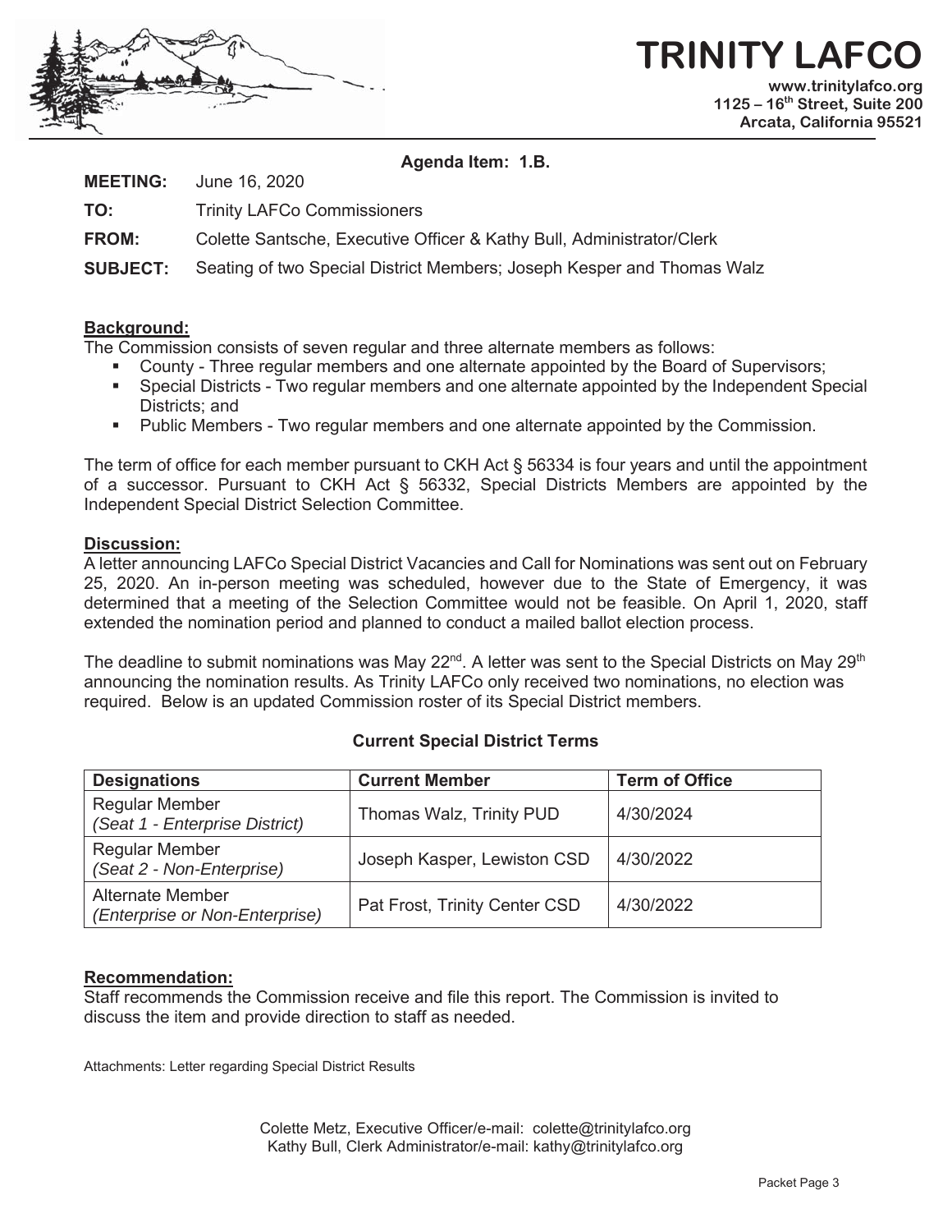# TRINITY LAFCO

www.trinitylafco.org
1125 – 16th Street, Suite 200
Arcata, California 95521

**Agenda Item: 1.B.**

**MEETING:** June 16, 2020

**TO:** Trinity LAFCo Commissioners

**FROM:** Colette Santsche, Executive Officer & Kathy Bull, Administrator/Clerk

**SUBJECT:** Seating of two Special District Members; Joseph Kesper and Thomas Walz

## Background:

The Commission consists of seven regular and three alternate members as follows:

- County - Three regular members and one alternate appointed by the Board of Supervisors;
- Special Districts - Two regular members and one alternate appointed by the Independent Special Districts; and
- Public Members - Two regular members and one alternate appointed by the Commission.

The term of office for each member pursuant to CKH Act § 56334 is four years and until the appointment of a successor. Pursuant to CKH Act § 56332, Special Districts Members are appointed by the Independent Special District Selection Committee.

## Discussion:

A letter announcing LAFCo Special District Vacancies and Call for Nominations was sent out on February 25, 2020. An in-person meeting was scheduled, however due to the State of Emergency, it was determined that a meeting of the Selection Committee would not be feasible. On April 1, 2020, staff extended the nomination period and planned to conduct a mailed ballot election process.

The deadline to submit nominations was May 22nd. A letter was sent to the Special Districts on May 29th announcing the nomination results. As Trinity LAFCo only received two nominations, no election was required. Below is an updated Commission roster of its Special District members.

**Current Special District Terms**

| Designations | Current Member | Term of Office |
|---|---|---|
| Regular Member *(Seat 1 - Enterprise District)* | Thomas Walz, Trinity PUD | 4/30/2024 |
| Regular Member *(Seat 2 - Non-Enterprise)* | Joseph Kasper, Lewiston CSD | 4/30/2022 |
| Alternate Member *(Enterprise or Non-Enterprise)* | Pat Frost, Trinity Center CSD | 4/30/2022 |

## Recommendation:

Staff recommends the Commission receive and file this report. The Commission is invited to discuss the item and provide direction to staff as needed.

Attachments: Letter regarding Special District Results

Colette Metz, Executive Officer/e-mail: colette@trinitylafco.org
Kathy Bull, Clerk Administrator/e-mail: kathy@trinitylafco.org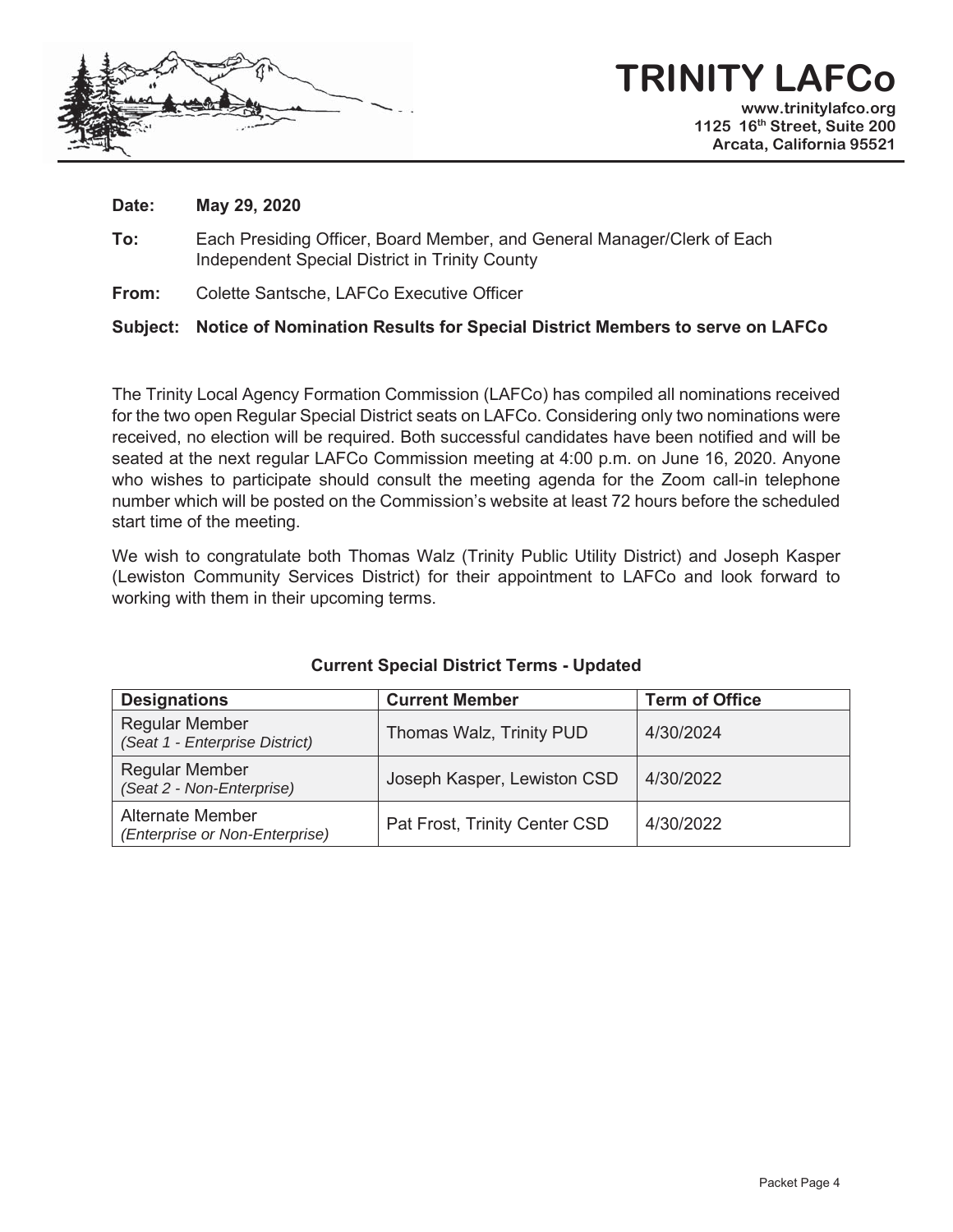# TRINITY LAFCo

**www.trinitylafco.org**
**1125 16th Street, Suite 200**
**Arcata, California 95521**

**Date:** **May 29, 2020**

**To:** Each Presiding Officer, Board Member, and General Manager/Clerk of Each Independent Special District in Trinity County

**From:** Colette Santsche, LAFCo Executive Officer

**Subject: Notice of Nomination Results for Special District Members to serve on LAFCo**

The Trinity Local Agency Formation Commission (LAFCo) has compiled all nominations received for the two open Regular Special District seats on LAFCo. Considering only two nominations were received, no election will be required. Both successful candidates have been notified and will be seated at the next regular LAFCo Commission meeting at 4:00 p.m. on June 16, 2020. Anyone who wishes to participate should consult the meeting agenda for the Zoom call-in telephone number which will be posted on the Commission's website at least 72 hours before the scheduled start time of the meeting.

We wish to congratulate both Thomas Walz (Trinity Public Utility District) and Joseph Kasper (Lewiston Community Services District) for their appointment to LAFCo and look forward to working with them in their upcoming terms.

**Current Special District Terms - Updated**

| Designations | Current Member | Term of Office |
|---|---|---|
| Regular Member *(Seat 1 - Enterprise District)* | Thomas Walz, Trinity PUD | 4/30/2024 |
| Regular Member *(Seat 2 - Non-Enterprise)* | Joseph Kasper, Lewiston CSD | 4/30/2022 |
| Alternate Member *(Enterprise or Non-Enterprise)* | Pat Frost, Trinity Center CSD | 4/30/2022 |